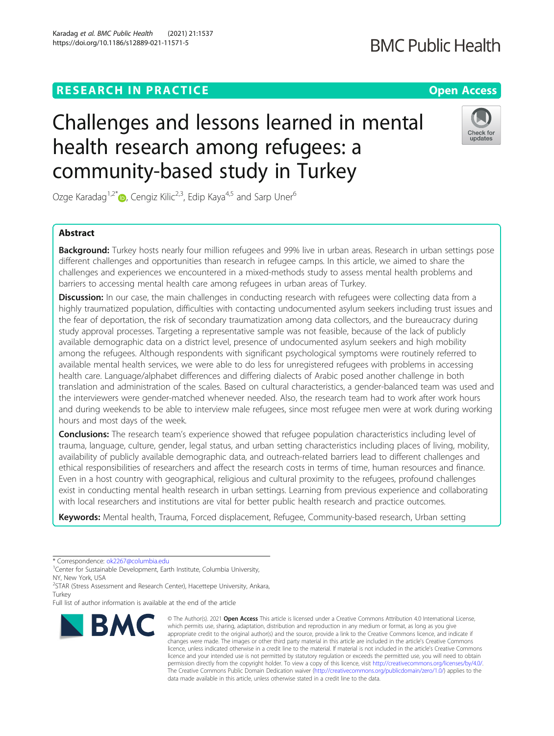RESEARCH IN PRACTICE

Open Access

# Challenges and lessons learned in mental health research among refugees: a community-based study in Turkey

Ozge Karadag[1,2*], Cengiz Kilic[2,3], Edip Kaya[4,5] and Sarp Uner[6]

## Abstract

**Background:** Turkey hosts nearly four million refugees and 99% live in urban areas. Research in urban settings pose different challenges and opportunities than research in refugee camps. In this article, we aimed to share the challenges and experiences we encountered in a mixed-methods study to assess mental health problems and barriers to accessing mental health care among refugees in urban areas of Turkey.

**Discussion:** In our case, the main challenges in conducting research with refugees were collecting data from a highly traumatized population, difficulties with contacting undocumented asylum seekers including trust issues and the fear of deportation, the risk of secondary traumatization among data collectors, and the bureaucracy during study approval processes. Targeting a representative sample was not feasible, because of the lack of publicly available demographic data on a district level, presence of undocumented asylum seekers and high mobility among the refugees. Although respondents with significant psychological symptoms were routinely referred to available mental health services, we were able to do less for unregistered refugees with problems in accessing health care. Language/alphabet differences and differing dialects of Arabic posed another challenge in both translation and administration of the scales. Based on cultural characteristics, a gender-balanced team was used and the interviewers were gender-matched whenever needed. Also, the research team had to work after work hours and during weekends to be able to interview male refugees, since most refugee men were at work during working hours and most days of the week.

**Conclusions:** The research team's experience showed that refugee population characteristics including level of trauma, language, culture, gender, legal status, and urban setting characteristics including places of living, mobility, availability of publicly available demographic data, and outreach-related barriers lead to different challenges and ethical responsibilities of researchers and affect the research costs in terms of time, human resources and finance. Even in a host country with geographical, religious and cultural proximity to the refugees, profound challenges exist in conducting mental health research in urban settings. Learning from previous experience and collaborating with local researchers and institutions are vital for better public health research and practice outcomes.

**Keywords:** Mental health, Trauma, Forced displacement, Refugee, Community-based research, Urban setting

---

* Correspondence: ok2267@columbia.edu
[1]Center for Sustainable Development, Earth Institute, Columbia University, NY, New York, USA
[2]STAR (Stress Assessment and Research Center), Hacettepe University, Ankara, Turkey
Full list of author information is available at the end of the article

© The Author(s). 2021 **Open Access** This article is licensed under a Creative Commons Attribution 4.0 International License, which permits use, sharing, adaptation, distribution and reproduction in any medium or format, as long as you give appropriate credit to the original author(s) and the source, provide a link to the Creative Commons licence, and indicate if changes were made. The images or other third party material in this article are included in the article's Creative Commons licence, unless indicated otherwise in a credit line to the material. If material is not included in the article's Creative Commons licence and your intended use is not permitted by statutory regulation or exceeds the permitted use, you will need to obtain permission directly from the copyright holder. To view a copy of this licence, visit http://creativecommons.org/licenses/by/4.0/. The Creative Commons Public Domain Dedication waiver (http://creativecommons.org/publicdomain/zero/1.0/) applies to the data made available in this article, unless otherwise stated in a credit line to the data.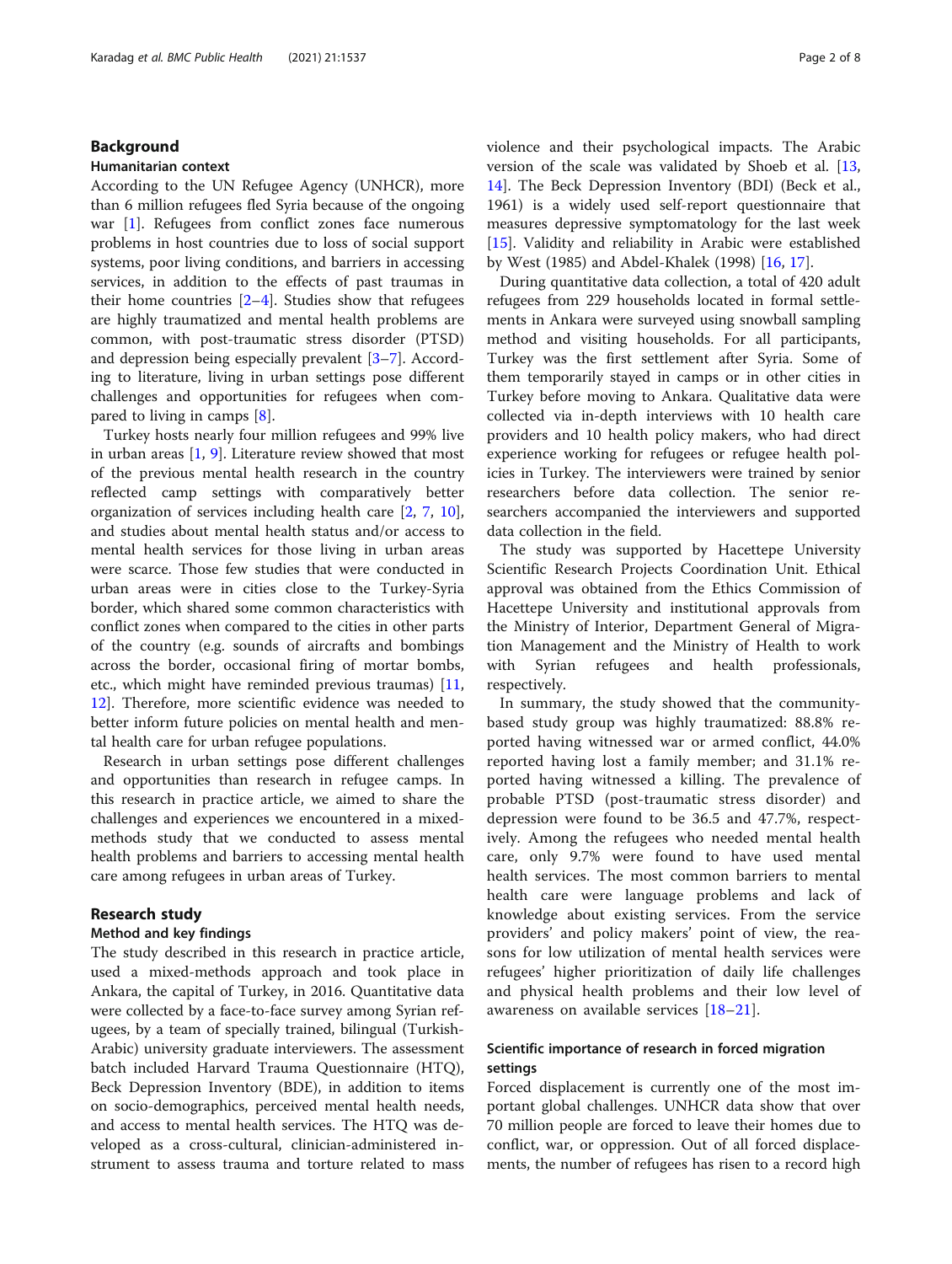## Background

### Humanitarian context

According to the UN Refugee Agency (UNHCR), more than 6 million refugees fled Syria because of the ongoing war [1]. Refugees from conflict zones face numerous problems in host countries due to loss of social support systems, poor living conditions, and barriers in accessing services, in addition to the effects of past traumas in their home countries [2–4]. Studies show that refugees are highly traumatized and mental health problems are common, with post-traumatic stress disorder (PTSD) and depression being especially prevalent [3–7]. According to literature, living in urban settings pose different challenges and opportunities for refugees when compared to living in camps [8].

Turkey hosts nearly four million refugees and 99% live in urban areas [1, 9]. Literature review showed that most of the previous mental health research in the country reflected camp settings with comparatively better organization of services including health care [2, 7, 10], and studies about mental health status and/or access to mental health services for those living in urban areas were scarce. Those few studies that were conducted in urban areas were in cities close to the Turkey-Syria border, which shared some common characteristics with conflict zones when compared to the cities in other parts of the country (e.g. sounds of aircrafts and bombings across the border, occasional firing of mortar bombs, etc., which might have reminded previous traumas) [11, 12]. Therefore, more scientific evidence was needed to better inform future policies on mental health and mental health care for urban refugee populations.

Research in urban settings pose different challenges and opportunities than research in refugee camps. In this research in practice article, we aimed to share the challenges and experiences we encountered in a mixed-methods study that we conducted to assess mental health problems and barriers to accessing mental health care among refugees in urban areas of Turkey.

## Research study

### Method and key findings

The study described in this research in practice article, used a mixed-methods approach and took place in Ankara, the capital of Turkey, in 2016. Quantitative data were collected by a face-to-face survey among Syrian refugees, by a team of specially trained, bilingual (Turkish-Arabic) university graduate interviewers. The assessment batch included Harvard Trauma Questionnaire (HTQ), Beck Depression Inventory (BDE), in addition to items on socio-demographics, perceived mental health needs, and access to mental health services. The HTQ was developed as a cross-cultural, clinician-administered instrument to assess trauma and torture related to mass violence and their psychological impacts. The Arabic version of the scale was validated by Shoeb et al. [13, 14]. The Beck Depression Inventory (BDI) (Beck et al., 1961) is a widely used self-report questionnaire that measures depressive symptomatology for the last week [15]. Validity and reliability in Arabic were established by West (1985) and Abdel-Khalek (1998) [16, 17].

During quantitative data collection, a total of 420 adult refugees from 229 households located in formal settlements in Ankara were surveyed using snowball sampling method and visiting households. For all participants, Turkey was the first settlement after Syria. Some of them temporarily stayed in camps or in other cities in Turkey before moving to Ankara. Qualitative data were collected via in-depth interviews with 10 health care providers and 10 health policy makers, who had direct experience working for refugees or refugee health policies in Turkey. The interviewers were trained by senior researchers before data collection. The senior researchers accompanied the interviewers and supported data collection in the field.

The study was supported by Hacettepe University Scientific Research Projects Coordination Unit. Ethical approval was obtained from the Ethics Commission of Hacettepe University and institutional approvals from the Ministry of Interior, Department General of Migration Management and the Ministry of Health to work with Syrian refugees and health professionals, respectively.

In summary, the study showed that the community-based study group was highly traumatized: 88.8% reported having witnessed war or armed conflict, 44.0% reported having lost a family member; and 31.1% reported having witnessed a killing. The prevalence of probable PTSD (post-traumatic stress disorder) and depression were found to be 36.5 and 47.7%, respectively. Among the refugees who needed mental health care, only 9.7% were found to have used mental health services. The most common barriers to mental health care were language problems and lack of knowledge about existing services. From the service providers' and policy makers' point of view, the reasons for low utilization of mental health services were refugees' higher prioritization of daily life challenges and physical health problems and their low level of awareness on available services [18–21].

### Scientific importance of research in forced migration settings

Forced displacement is currently one of the most important global challenges. UNHCR data show that over 70 million people are forced to leave their homes due to conflict, war, or oppression. Out of all forced displacements, the number of refugees has risen to a record high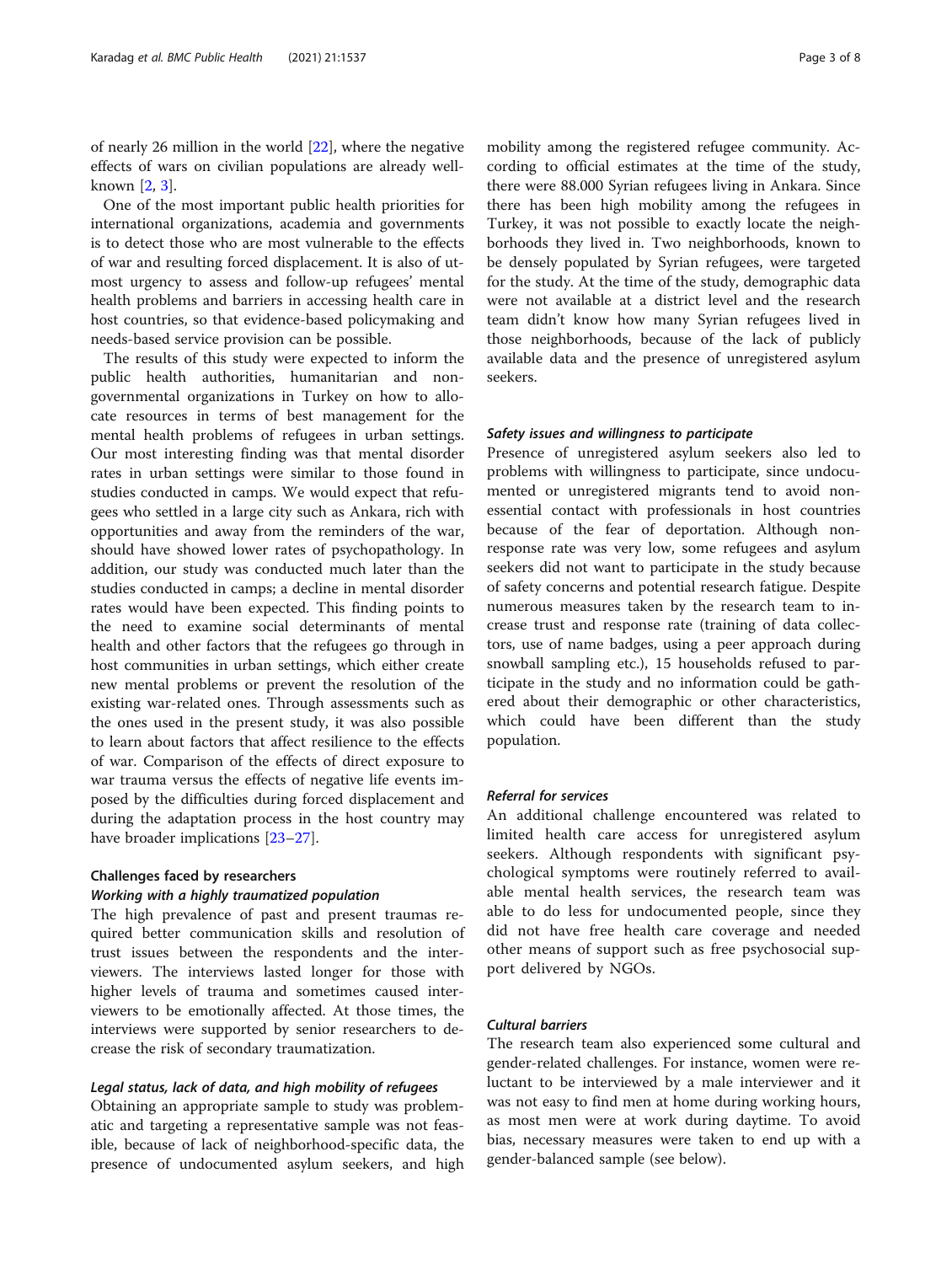of nearly 26 million in the world [22], where the negative effects of wars on civilian populations are already well-known [2, 3].

One of the most important public health priorities for international organizations, academia and governments is to detect those who are most vulnerable to the effects of war and resulting forced displacement. It is also of utmost urgency to assess and follow-up refugees' mental health problems and barriers in accessing health care in host countries, so that evidence-based policymaking and needs-based service provision can be possible.

The results of this study were expected to inform the public health authorities, humanitarian and non-governmental organizations in Turkey on how to allocate resources in terms of best management for the mental health problems of refugees in urban settings. Our most interesting finding was that mental disorder rates in urban settings were similar to those found in studies conducted in camps. We would expect that refugees who settled in a large city such as Ankara, rich with opportunities and away from the reminders of the war, should have showed lower rates of psychopathology. In addition, our study was conducted much later than the studies conducted in camps; a decline in mental disorder rates would have been expected. This finding points to the need to examine social determinants of mental health and other factors that the refugees go through in host communities in urban settings, which either create new mental problems or prevent the resolution of the existing war-related ones. Through assessments such as the ones used in the present study, it was also possible to learn about factors that affect resilience to the effects of war. Comparison of the effects of direct exposure to war trauma versus the effects of negative life events imposed by the difficulties during forced displacement and during the adaptation process in the host country may have broader implications [23–27].

## Challenges faced by researchers

### *Working with a highly traumatized population*

The high prevalence of past and present traumas required better communication skills and resolution of trust issues between the respondents and the interviewers. The interviews lasted longer for those with higher levels of trauma and sometimes caused interviewers to be emotionally affected. At those times, the interviews were supported by senior researchers to decrease the risk of secondary traumatization.

### *Legal status, lack of data, and high mobility of refugees*

Obtaining an appropriate sample to study was problematic and targeting a representative sample was not feasible, because of lack of neighborhood-specific data, the presence of undocumented asylum seekers, and high mobility among the registered refugee community. According to official estimates at the time of the study, there were 88.000 Syrian refugees living in Ankara. Since there has been high mobility among the refugees in Turkey, it was not possible to exactly locate the neighborhoods they lived in. Two neighborhoods, known to be densely populated by Syrian refugees, were targeted for the study. At the time of the study, demographic data were not available at a district level and the research team didn't know how many Syrian refugees lived in those neighborhoods, because of the lack of publicly available data and the presence of unregistered asylum seekers.

### *Safety issues and willingness to participate*

Presence of unregistered asylum seekers also led to problems with willingness to participate, since undocumented or unregistered migrants tend to avoid non-essential contact with professionals in host countries because of the fear of deportation. Although non-response rate was very low, some refugees and asylum seekers did not want to participate in the study because of safety concerns and potential research fatigue. Despite numerous measures taken by the research team to increase trust and response rate (training of data collectors, use of name badges, using a peer approach during snowball sampling etc.), 15 households refused to participate in the study and no information could be gathered about their demographic or other characteristics, which could have been different than the study population.

### *Referral for services*

An additional challenge encountered was related to limited health care access for unregistered asylum seekers. Although respondents with significant psychological symptoms were routinely referred to available mental health services, the research team was able to do less for undocumented people, since they did not have free health care coverage and needed other means of support such as free psychosocial support delivered by NGOs.

### *Cultural barriers*

The research team also experienced some cultural and gender-related challenges. For instance, women were reluctant to be interviewed by a male interviewer and it was not easy to find men at home during working hours, as most men were at work during daytime. To avoid bias, necessary measures were taken to end up with a gender-balanced sample (see below).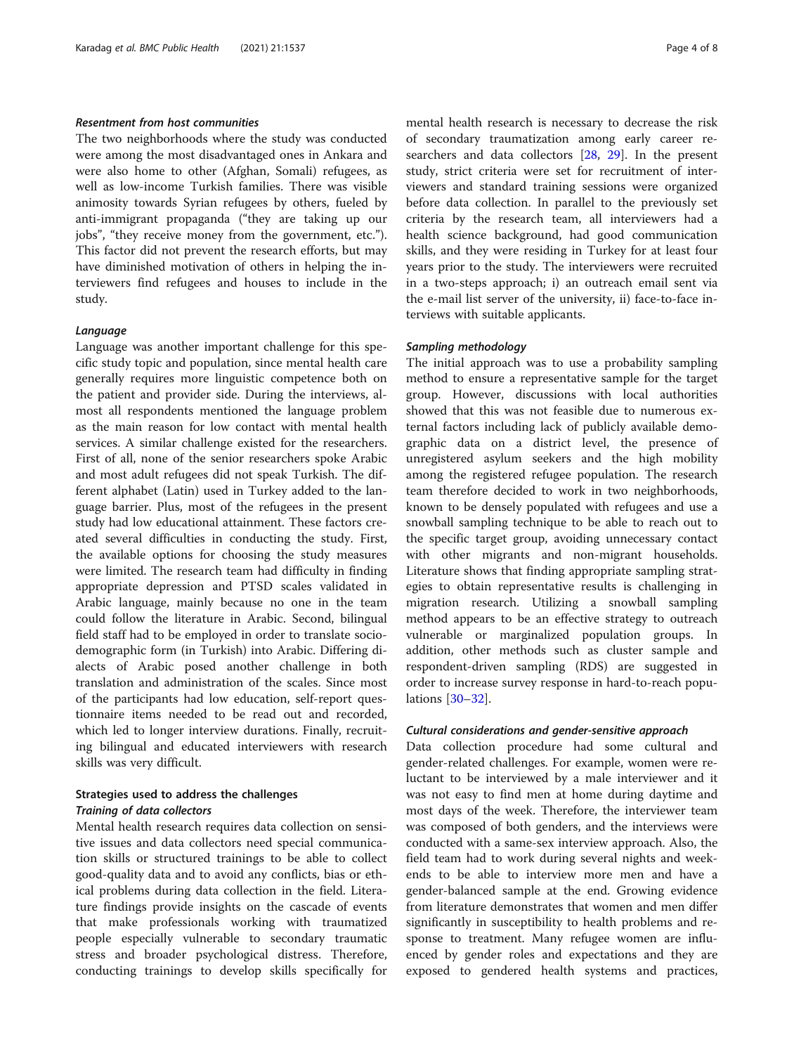#### *Resentment from host communities*

The two neighborhoods where the study was conducted were among the most disadvantaged ones in Ankara and were also home to other (Afghan, Somali) refugees, as well as low-income Turkish families. There was visible animosity towards Syrian refugees by others, fueled by anti-immigrant propaganda ("they are taking up our jobs", "they receive money from the government, etc."). This factor did not prevent the research efforts, but may have diminished motivation of others in helping the interviewers find refugees and houses to include in the study.

#### *Language*

Language was another important challenge for this specific study topic and population, since mental health care generally requires more linguistic competence both on the patient and provider side. During the interviews, almost all respondents mentioned the language problem as the main reason for low contact with mental health services. A similar challenge existed for the researchers. First of all, none of the senior researchers spoke Arabic and most adult refugees did not speak Turkish. The different alphabet (Latin) used in Turkey added to the language barrier. Plus, most of the refugees in the present study had low educational attainment. These factors created several difficulties in conducting the study. First, the available options for choosing the study measures were limited. The research team had difficulty in finding appropriate depression and PTSD scales validated in Arabic language, mainly because no one in the team could follow the literature in Arabic. Second, bilingual field staff had to be employed in order to translate socio-demographic form (in Turkish) into Arabic. Differing dialects of Arabic posed another challenge in both translation and administration of the scales. Since most of the participants had low education, self-report questionnaire items needed to be read out and recorded, which led to longer interview durations. Finally, recruiting bilingual and educated interviewers with research skills was very difficult.

### Strategies used to address the challenges

#### *Training of data collectors*

Mental health research requires data collection on sensitive issues and data collectors need special communication skills or structured trainings to be able to collect good-quality data and to avoid any conflicts, bias or ethical problems during data collection in the field. Literature findings provide insights on the cascade of events that make professionals working with traumatized people especially vulnerable to secondary traumatic stress and broader psychological distress. Therefore, conducting trainings to develop skills specifically for mental health research is necessary to decrease the risk of secondary traumatization among early career researchers and data collectors [28, 29]. In the present study, strict criteria were set for recruitment of interviewers and standard training sessions were organized before data collection. In parallel to the previously set criteria by the research team, all interviewers had a health science background, had good communication skills, and they were residing in Turkey for at least four years prior to the study. The interviewers were recruited in a two-steps approach; i) an outreach email sent via the e-mail list server of the university, ii) face-to-face interviews with suitable applicants.

#### *Sampling methodology*

The initial approach was to use a probability sampling method to ensure a representative sample for the target group. However, discussions with local authorities showed that this was not feasible due to numerous external factors including lack of publicly available demographic data on a district level, the presence of unregistered asylum seekers and the high mobility among the registered refugee population. The research team therefore decided to work in two neighborhoods, known to be densely populated with refugees and use a snowball sampling technique to be able to reach out to the specific target group, avoiding unnecessary contact with other migrants and non-migrant households. Literature shows that finding appropriate sampling strategies to obtain representative results is challenging in migration research. Utilizing a snowball sampling method appears to be an effective strategy to outreach vulnerable or marginalized population groups. In addition, other methods such as cluster sample and respondent-driven sampling (RDS) are suggested in order to increase survey response in hard-to-reach populations [30–32].

#### *Cultural considerations and gender-sensitive approach*

Data collection procedure had some cultural and gender-related challenges. For example, women were reluctant to be interviewed by a male interviewer and it was not easy to find men at home during daytime and most days of the week. Therefore, the interviewer team was composed of both genders, and the interviews were conducted with a same-sex interview approach. Also, the field team had to work during several nights and weekends to be able to interview more men and have a gender-balanced sample at the end. Growing evidence from literature demonstrates that women and men differ significantly in susceptibility to health problems and response to treatment. Many refugee women are influenced by gender roles and expectations and they are exposed to gendered health systems and practices,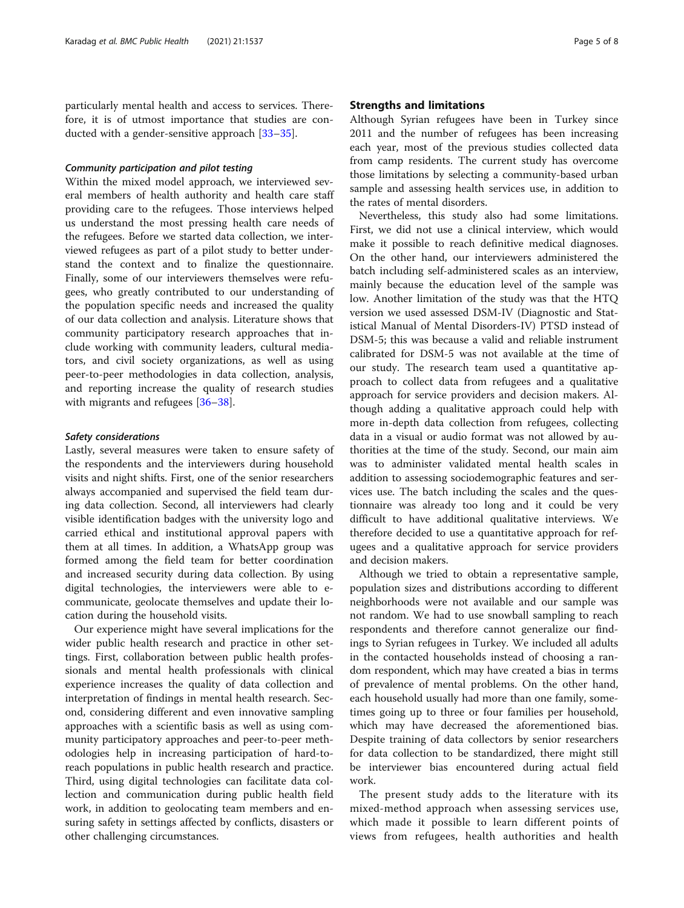particularly mental health and access to services. Therefore, it is of utmost importance that studies are conducted with a gender-sensitive approach [33–35].

#### *Community participation and pilot testing*

Within the mixed model approach, we interviewed several members of health authority and health care staff providing care to the refugees. Those interviews helped us understand the most pressing health care needs of the refugees. Before we started data collection, we interviewed refugees as part of a pilot study to better understand the context and to finalize the questionnaire. Finally, some of our interviewers themselves were refugees, who greatly contributed to our understanding of the population specific needs and increased the quality of our data collection and analysis. Literature shows that community participatory research approaches that include working with community leaders, cultural mediators, and civil society organizations, as well as using peer-to-peer methodologies in data collection, analysis, and reporting increase the quality of research studies with migrants and refugees [36–38].

#### *Safety considerations*

Lastly, several measures were taken to ensure safety of the respondents and the interviewers during household visits and night shifts. First, one of the senior researchers always accompanied and supervised the field team during data collection. Second, all interviewers had clearly visible identification badges with the university logo and carried ethical and institutional approval papers with them at all times. In addition, a WhatsApp group was formed among the field team for better coordination and increased security during data collection. By using digital technologies, the interviewers were able to e-communicate, geolocate themselves and update their location during the household visits.

Our experience might have several implications for the wider public health research and practice in other settings. First, collaboration between public health professionals and mental health professionals with clinical experience increases the quality of data collection and interpretation of findings in mental health research. Second, considering different and even innovative sampling approaches with a scientific basis as well as using community participatory approaches and peer-to-peer methodologies help in increasing participation of hard-to-reach populations in public health research and practice. Third, using digital technologies can facilitate data collection and communication during public health field work, in addition to geolocating team members and ensuring safety in settings affected by conflicts, disasters or other challenging circumstances.

## Strengths and limitations

Although Syrian refugees have been in Turkey since 2011 and the number of refugees has been increasing each year, most of the previous studies collected data from camp residents. The current study has overcome those limitations by selecting a community-based urban sample and assessing health services use, in addition to the rates of mental disorders.

Nevertheless, this study also had some limitations. First, we did not use a clinical interview, which would make it possible to reach definitive medical diagnoses. On the other hand, our interviewers administered the batch including self-administered scales as an interview, mainly because the education level of the sample was low. Another limitation of the study was that the HTQ version we used assessed DSM-IV (Diagnostic and Statistical Manual of Mental Disorders-IV) PTSD instead of DSM-5; this was because a valid and reliable instrument calibrated for DSM-5 was not available at the time of our study. The research team used a quantitative approach to collect data from refugees and a qualitative approach for service providers and decision makers. Although adding a qualitative approach could help with more in-depth data collection from refugees, collecting data in a visual or audio format was not allowed by authorities at the time of the study. Second, our main aim was to administer validated mental health scales in addition to assessing sociodemographic features and services use. The batch including the scales and the questionnaire was already too long and it could be very difficult to have additional qualitative interviews. We therefore decided to use a quantitative approach for refugees and a qualitative approach for service providers and decision makers.

Although we tried to obtain a representative sample, population sizes and distributions according to different neighborhoods were not available and our sample was not random. We had to use snowball sampling to reach respondents and therefore cannot generalize our findings to Syrian refugees in Turkey. We included all adults in the contacted households instead of choosing a random respondent, which may have created a bias in terms of prevalence of mental problems. On the other hand, each household usually had more than one family, sometimes going up to three or four families per household, which may have decreased the aforementioned bias. Despite training of data collectors by senior researchers for data collection to be standardized, there might still be interviewer bias encountered during actual field work.

The present study adds to the literature with its mixed-method approach when assessing services use, which made it possible to learn different points of views from refugees, health authorities and health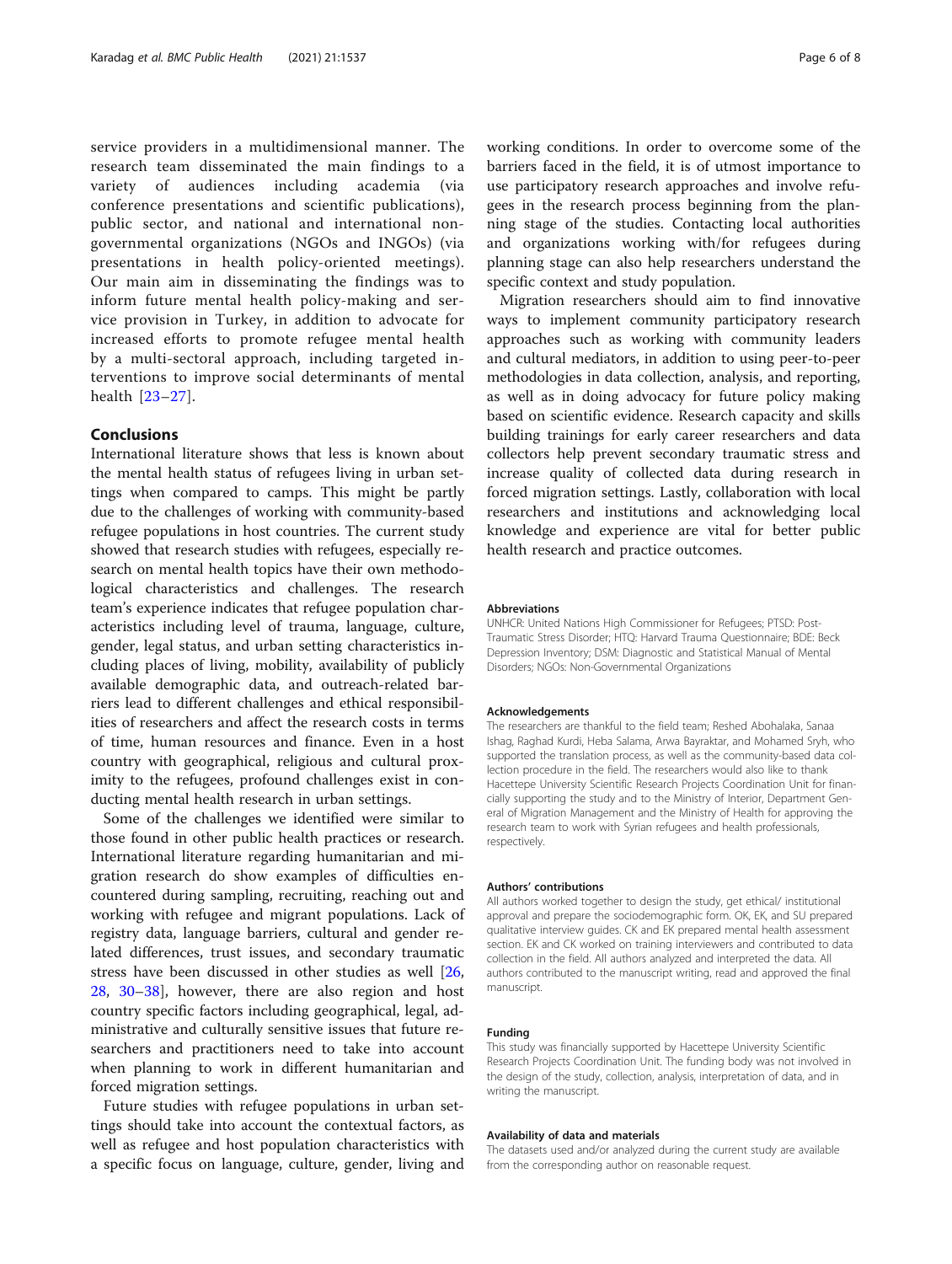service providers in a multidimensional manner. The research team disseminated the main findings to a variety of audiences including academia (via conference presentations and scientific publications), public sector, and national and international non-governmental organizations (NGOs and INGOs) (via presentations in health policy-oriented meetings). Our main aim in disseminating the findings was to inform future mental health policy-making and service provision in Turkey, in addition to advocate for increased efforts to promote refugee mental health by a multi-sectoral approach, including targeted interventions to improve social determinants of mental health [23–27].

## Conclusions

International literature shows that less is known about the mental health status of refugees living in urban settings when compared to camps. This might be partly due to the challenges of working with community-based refugee populations in host countries. The current study showed that research studies with refugees, especially research on mental health topics have their own methodological characteristics and challenges. The research team's experience indicates that refugee population characteristics including level of trauma, language, culture, gender, legal status, and urban setting characteristics including places of living, mobility, availability of publicly available demographic data, and outreach-related barriers lead to different challenges and ethical responsibilities of researchers and affect the research costs in terms of time, human resources and finance. Even in a host country with geographical, religious and cultural proximity to the refugees, profound challenges exist in conducting mental health research in urban settings.

Some of the challenges we identified were similar to those found in other public health practices or research. International literature regarding humanitarian and migration research do show examples of difficulties encountered during sampling, recruiting, reaching out and working with refugee and migrant populations. Lack of registry data, language barriers, cultural and gender related differences, trust issues, and secondary traumatic stress have been discussed in other studies as well [26, 28, 30–38], however, there are also region and host country specific factors including geographical, legal, administrative and culturally sensitive issues that future researchers and practitioners need to take into account when planning to work in different humanitarian and forced migration settings.

Future studies with refugee populations in urban settings should take into account the contextual factors, as well as refugee and host population characteristics with a specific focus on language, culture, gender, living and working conditions. In order to overcome some of the barriers faced in the field, it is of utmost importance to use participatory research approaches and involve refugees in the research process beginning from the planning stage of the studies. Contacting local authorities and organizations working with/for refugees during planning stage can also help researchers understand the specific context and study population.

Migration researchers should aim to find innovative ways to implement community participatory research approaches such as working with community leaders and cultural mediators, in addition to using peer-to-peer methodologies in data collection, analysis, and reporting, as well as in doing advocacy for future policy making based on scientific evidence. Research capacity and skills building trainings for early career researchers and data collectors help prevent secondary traumatic stress and increase quality of collected data during research in forced migration settings. Lastly, collaboration with local researchers and institutions and acknowledging local knowledge and experience are vital for better public health research and practice outcomes.

#### Abbreviations

UNHCR: United Nations High Commissioner for Refugees; PTSD: Post-Traumatic Stress Disorder; HTQ: Harvard Trauma Questionnaire; BDE: Beck Depression Inventory; DSM: Diagnostic and Statistical Manual of Mental Disorders; NGOs: Non-Governmental Organizations

#### Acknowledgements

The researchers are thankful to the field team; Reshed Abohalaka, Sanaa Ishag, Raghad Kurdi, Heba Salama, Arwa Bayraktar, and Mohamed Sryh, who supported the translation process, as well as the community-based data collection procedure in the field. The researchers would also like to thank Hacettepe University Scientific Research Projects Coordination Unit for financially supporting the study and to the Ministry of Interior, Department General of Migration Management and the Ministry of Health for approving the research team to work with Syrian refugees and health professionals, respectively.

#### Authors' contributions

All authors worked together to design the study, get ethical/ institutional approval and prepare the sociodemographic form. OK, EK, and SU prepared qualitative interview guides. CK and EK prepared mental health assessment section. EK and CK worked on training interviewers and contributed to data collection in the field. All authors analyzed and interpreted the data. All authors contributed to the manuscript writing, read and approved the final manuscript.

#### Funding

This study was financially supported by Hacettepe University Scientific Research Projects Coordination Unit. The funding body was not involved in the design of the study, collection, analysis, interpretation of data, and in writing the manuscript.

#### Availability of data and materials

The datasets used and/or analyzed during the current study are available from the corresponding author on reasonable request.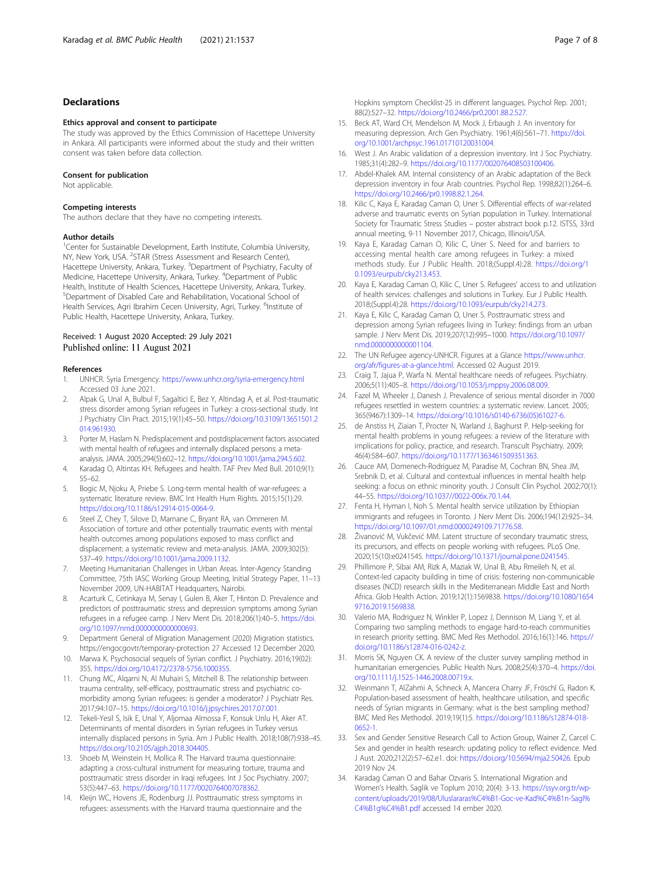## Declarations

### Ethics approval and consent to participate

The study was approved by the Ethics Commission of Hacettepe University in Ankara. All participants were informed about the study and their written consent was taken before data collection.

### Consent for publication

Not applicable.

### Competing interests

The authors declare that they have no competing interests.

### Author details

[1]Center for Sustainable Development, Earth Institute, Columbia University, NY, New York, USA. [2]STAR (Stress Assessment and Research Center), Hacettepe University, Ankara, Turkey. [3]Department of Psychiatry, Faculty of Medicine, Hacettepe University, Ankara, Turkey. [4]Department of Public Health, Institute of Health Sciences, Hacettepe University, Ankara, Turkey. [5]Department of Disabled Care and Rehabilitation, Vocational School of Health Services, Agri Ibrahim Cecen University, Agri, Turkey. [6]Institute of Public Health, Hacettepe University, Ankara, Turkey.

Received: 1 August 2020 Accepted: 29 July 2021
Published online: 11 August 2021

### References

1. UNHCR. Syria Emergency. https://www.unhcr.org/syria-emergency.html Accessed 03 June 2021.
2. Alpak G, Unal A, Bulbul F, Sagaltici E, Bez Y, Altindag A, et al. Post-traumatic stress disorder among Syrian refugees in Turkey: a cross-sectional study. Int J Psychiatry Clin Pract. 2015;19(1):45–50. https://doi.org/10.3109/13651501.2014.961930.
3. Porter M, Haslam N. Predisplacement and postdisplacement factors associated with mental health of refugees and internally displaced persons: a meta-analysis. JAMA. 2005;294(5):602–12. https://doi.org/10.1001/jama.294.5.602.
4. Karadag O, Altintas KH. Refugees and health. TAF Prev Med Bull. 2010;9(1):55–62.
5. Bogic M, Njoku A, Priebe S. Long-term mental health of war-refugees: a systematic literature review. BMC Int Health Hum Rights. 2015;15(1):29. https://doi.org/10.1186/s12914-015-0064-9.
6. Steel Z, Chey T, Silove D, Marnane C, Bryant RA, van Ommeren M. Association of torture and other potentially traumatic events with mental health outcomes among populations exposed to mass conflict and displacement: a systematic review and meta-analysis. JAMA. 2009;302(5):537–49. https://doi.org/10.1001/jama.2009.1132.
7. Meeting Humanitarian Challenges in Urban Areas. Inter-Agency Standing Committee, 75th IASC Working Group Meeting, Initial Strategy Paper, 11–13 November 2009, UN-HABITAT Headquarters, Nairobi.
8. Acarturk C, Cetinkaya M, Senay I, Gulen B, Aker T, Hinton D. Prevalence and predictors of posttraumatic stress and depression symptoms among Syrian refugees in a refugee camp. J Nerv Ment Dis. 2018;206(1):40–5. https://doi.org/10.1097/nmd.0000000000000693.
9. Department General of Migration Management (2020) Migration statistics. https://engocgovtr/temporary-protection 27 Accessed 12 December 2020.
10. Marwa K. Psychosocial sequels of Syrian conflict. J Psychiatry. 2016;19(02):355. https://doi.org/10.4172/2378-5756.1000355.
11. Chung MC, Alqarni N, Al Muhairi S, Mitchell B. The relationship between trauma centrality, self-efficacy, posttraumatic stress and psychiatric co-morbidity among Syrian refugees: is gender a moderator? J Psychiatr Res. 2017;94:107–15. https://doi.org/10.1016/j.jpsychires.2017.07.001.
12. Tekeli-Yesil S, Isik E, Unal Y, Aljomaa Almossa F, Konsuk Unlu H, Aker AT. Determinants of mental disorders in Syrian refugees in Turkey versus internally displaced persons in Syria. Am J Public Health. 2018;108(7):938–45. https://doi.org/10.2105/ajph.2018.304405.
13. Shoeb M, Weinstein H, Mollica R. The Harvard trauma questionnaire: adapting a cross-cultural instrument for measuring torture, trauma and posttraumatic stress disorder in Iraqi refugees. Int J Soc Psychiatry. 2007;53(5):447–63. https://doi.org/10.1177/0020764007078362.
14. Kleijn WC, Hovens JE, Rodenburg JJ. Posttraumatic stress symptoms in refugees: assessments with the Harvard trauma questionnaire and the Hopkins symptom Checklist-25 in different languages. Psychol Rep. 2001;88(2):527–32. https://doi.org/10.2466/pr0.2001.88.2.527.
15. Beck AT, Ward CH, Mendelson M, Mock J, Erbaugh J. An inventory for measuring depression. Arch Gen Psychiatry. 1961;4(6):561–71. https://doi.org/10.1001/archpsyc.1961.01710120031004.
16. West J. An Arabic validation of a depression inventory. Int J Soc Psychiatry. 1985;31(4):282–9. https://doi.org/10.1177/002076408503100406.
17. Abdel-Khalek AM. Internal consistency of an Arabic adaptation of the Beck depression inventory in four Arab countries. Psychol Rep. 1998;82(1):264–6. https://doi.org/10.2466/pr0.1998.82.1.264.
18. Kilic C, Kaya E, Karadag Caman O, Uner S. Differential effects of war-related adverse and traumatic events on Syrian population in Turkey. International Society for Traumatic Stress Studies – poster abstract book p.12. ISTSS, 33rd annual meeting, 9-11 November 2017, Chicago, Illinois/USA.
19. Kaya E, Karadag Caman O, Kilic C, Uner S. Need for and barriers to accessing mental health care among refugees in Turkey: a mixed methods study. Eur J Public Health. 2018;(Suppl.4):28. https://doi.org/10.1093/eurpub/cky213.453.
20. Kaya E, Karadag Caman O, Kilic C, Uner S. Refugees' access to and utilization of health services: challenges and solutions in Turkey. Eur J Public Health. 2018;(Suppl.4):28. https://doi.org/10.1093/eurpub/cky214.273.
21. Kaya E, Kilic C, Karadag Caman O, Uner S. Posttraumatic stress and depression among Syrian refugees living in Turkey: findings from an urban sample. J Nerv Ment Dis. 2019;207(12):995–1000. https://doi.org/10.1097/nmd.0000000000001104.
22. The UN Refugee agency-UNHCR. Figures at a Glance https://www.unhcr.org/afr/figures-at-a-glance.html. Accessed 02 August 2019.
23. Craig T, Jajua P, Warfa N. Mental healthcare needs of refugees. Psychiatry. 2006;5(11):405–8. https://doi.org/10.1053/j.mppsy.2006.08.009.
24. Fazel M, Wheeler J, Danesh J. Prevalence of serious mental disorder in 7000 refugees resettled in western countries: a systematic review. Lancet. 2005;365(9467):1309–14. https://doi.org/10.1016/s0140-6736(05)61027-6.
25. de Anstiss H, Ziaian T, Procter N, Warland J, Baghurst P. Help-seeking for mental health problems in young refugees: a review of the literature with implications for policy, practice, and research. Transcult Psychiatry. 2009;46(4):584–607. https://doi.org/10.1177/1363461509351363.
26. Cauce AM, Domenech-Rodriguez M, Paradise M, Cochran BN, Shea JM, Srebnik D, et al. Cultural and contextual influences in mental health help seeking: a focus on ethnic minority youth. J Consult Clin Psychol. 2002;70(1):44–55. https://doi.org/10.1037//0022-006x.70.1.44.
27. Fenta H, Hyman I, Noh S. Mental health service utilization by Ethiopian immigrants and refugees in Toronto. J Nerv Ment Dis. 2006;194(12):925–34. https://doi.org/10.1097/01.nmd.0000249109.71776.58.
28. Živanović M, Vukčević MM. Latent structure of secondary traumatic stress, its precursors, and effects on people working with refugees. PLoS One. 2020;15(10):e0241545. https://doi.org/10.1371/journal.pone.0241545.
29. Phillimore P, Sibai AM, Rizk A, Maziak W, Unal B, Abu Rmeileh N, et al. Context-led capacity building in time of crisis: fostering non-communicable diseases (NCD) research skills in the Mediterranean Middle East and North Africa. Glob Health Action. 2019;12(1):1569838. https://doi.org/10.1080/16549716.2019.1569838.
30. Valerio MA, Rodriguez N, Winkler P, Lopez J, Dennison M, Liang Y, et al. Comparing two sampling methods to engage hard-to-reach communities in research priority setting. BMC Med Res Methodol. 2016;16(1):146. https://doi.org/10.1186/s12874-016-0242-z.
31. Morris SK, Nguyen CK. A review of the cluster survey sampling method in humanitarian emergencies. Public Health Nurs. 2008;25(4):370–4. https://doi.org/10.1111/j.1525-1446.2008.00719.x.
32. Weinmann T, AlZahmi A, Schneck A, Mancera Charry JF, Fröschl G, Radon K. Population-based assessment of health, healthcare utilisation, and specific needs of Syrian migrants in Germany: what is the best sampling method? BMC Med Res Methodol. 2019;19(1):5. https://doi.org/10.1186/s12874-018-0652-1.
33. Sex and Gender Sensitive Research Call to Action Group, Wainer Z, Carcel C. Sex and gender in health research: updating policy to reflect evidence. Med J Aust. 2020;212(2):57–62.e1. doi: https://doi.org/10.5694/mja2.50426. Epub 2019 Nov 24.
34. Karadag Caman O and Bahar Ozvaris S. International Migration and Women's Health. Saglik ve Toplum 2010; 20(4): 3-13. https://ssyv.org.tr/wp-content/uploads/2019/08/Uluslararas%C4%B1-Goc-ve-Kad%C4%B1n-Sagl%C4%B1g%C4%B1.pdf accessed 14 ember 2020.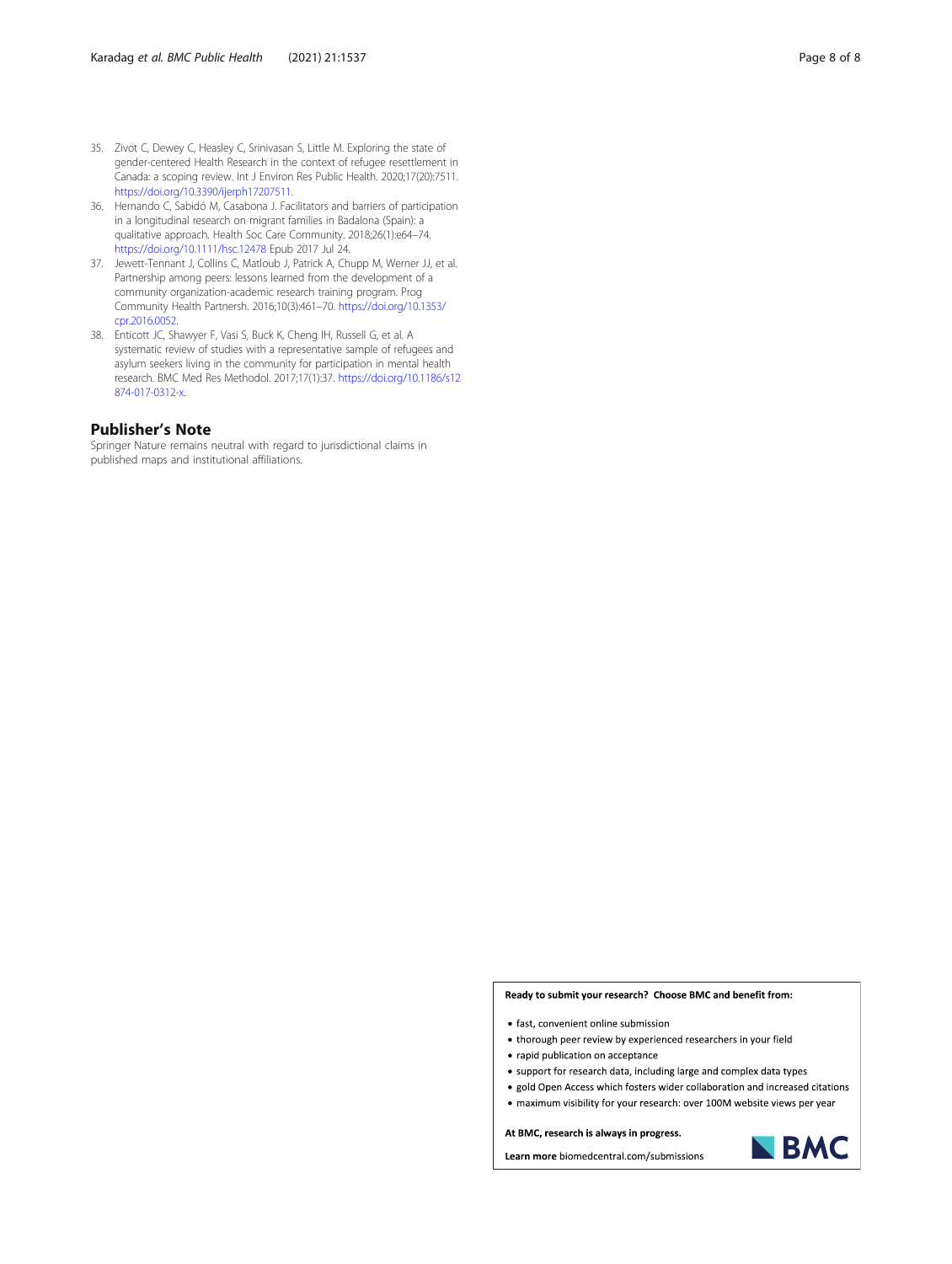35. Zivot C, Dewey C, Heasley C, Srinivasan S, Little M. Exploring the state of gender-centered Health Research in the context of refugee resettlement in Canada: a scoping review. Int J Environ Res Public Health. 2020;17(20):7511. https://doi.org/10.3390/ijerph17207511.
36. Hernando C, Sabidó M, Casabona J. Facilitators and barriers of participation in a longitudinal research on migrant families in Badalona (Spain): a qualitative approach. Health Soc Care Community. 2018;26(1):e64–74. https://doi.org/10.1111/hsc.12478 Epub 2017 Jul 24.
37. Jewett-Tennant J, Collins C, Matloub J, Patrick A, Chupp M, Werner JJ, et al. Partnership among peers: lessons learned from the development of a community organization-academic research training program. Prog Community Health Partnersh. 2016;10(3):461–70. https://doi.org/10.1353/cpr.2016.0052.
38. Enticott JC, Shawyer F, Vasi S, Buck K, Cheng IH, Russell G, et al. A systematic review of studies with a representative sample of refugees and asylum seekers living in the community for participation in mental health research. BMC Med Res Methodol. 2017;17(1):37. https://doi.org/10.1186/s12874-017-0312-x.

## Publisher's Note

Springer Nature remains neutral with regard to jurisdictional claims in published maps and institutional affiliations.

**Ready to submit your research? Choose BMC and benefit from:**

- fast, convenient online submission
- thorough peer review by experienced researchers in your field
- rapid publication on acceptance
- support for research data, including large and complex data types
- gold Open Access which fosters wider collaboration and increased citations
- maximum visibility for your research: over 100M website views per year

**At BMC, research is always in progress.**

**Learn more** biomedcentral.com/submissions

BMC